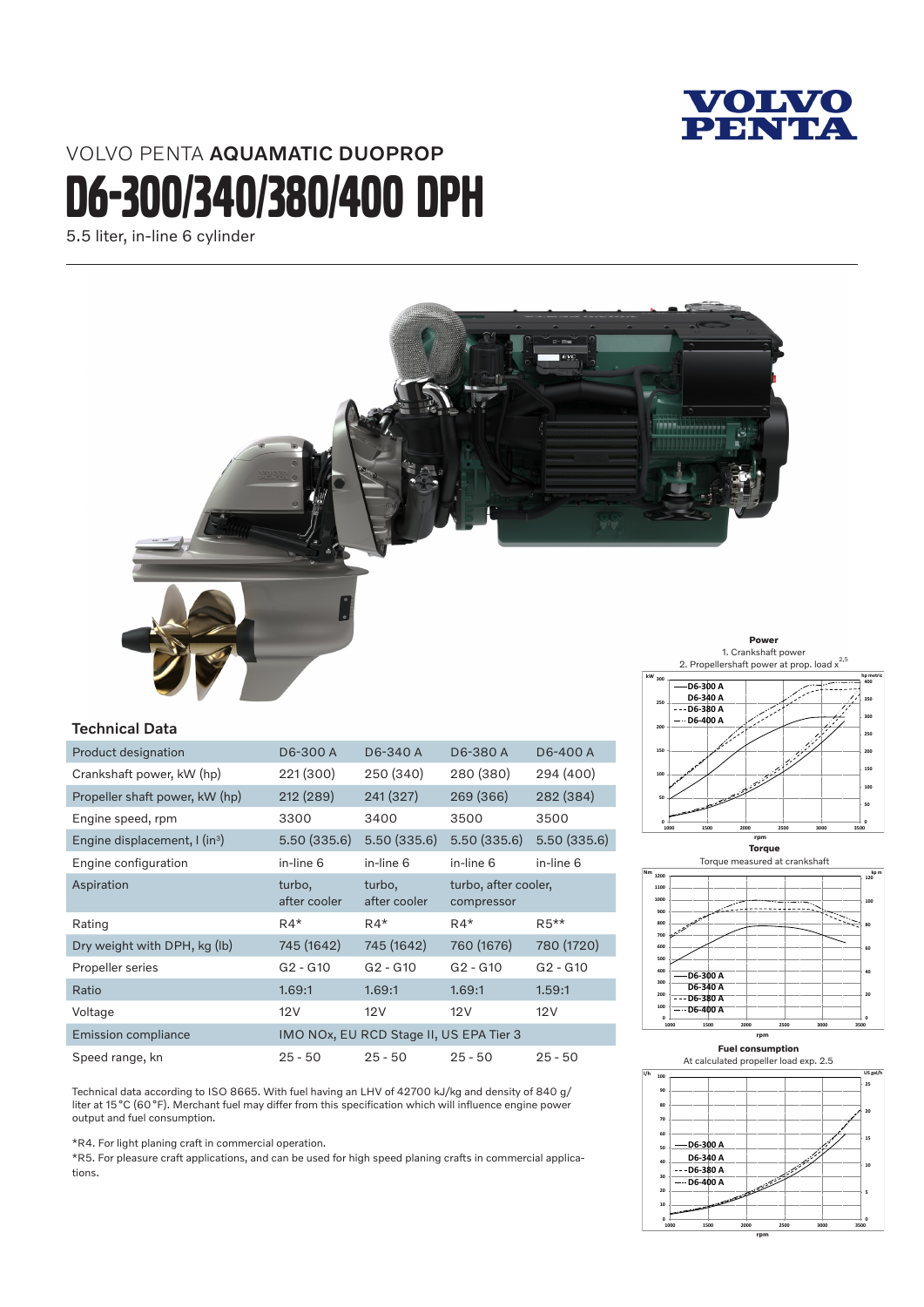VOLVO PENTA

VOLVO PENTA **AQUAMATIC DUOPROP**

# D6-300/340/380/400 DPH

5.5 liter, in-line 6 cylinder

**Power**

1. Crankshaft power
2. Propellershaft power at prop. load $x^{2,5}$

kW
hp metric
D6-300 A
D6-340 A
D6-380 A
D6-400 A
rpm

**Torque**

Torque measured at crankshaft

Nm
kp m
D6-300 A
D6-340 A
D6-380 A
D6-400 A
rpm

**Fuel consumption**

At calculated propeller load exp. 2.5

l/h
US gal/h
D6-300 A
D6-340 A
D6-380 A
D6-400 A
rpm

## Technical Data

| Product designation | D6-300 A | D6-340 A | D6-380 A | D6-400 A |
|---|---|---|---|---|
| Crankshaft power, kW (hp) | 221 (300) | 250 (340) | 280 (380) | 294 (400) |
| Propeller shaft power, kW (hp) | 212 (289) | 241 (327) | 269 (366) | 282 (384) |
| Engine speed, rpm | 3300 | 3400 | 3500 | 3500 |
| Engine displacement, l (in³) | 5.50 (335.6) | 5.50 (335.6) | 5.50 (335.6) | 5.50 (335.6) |
| Engine configuration | in-line 6 | in-line 6 | in-line 6 | in-line 6 |
| Aspiration | turbo, after cooler | turbo, after cooler | turbo, after cooler, compressor | |
| Rating | R4* | R4* | R4* | R5** |
| Dry weight with DPH, kg (lb) | 745 (1642) | 745 (1642) | 760 (1676) | 780 (1720) |
| Propeller series | G2 - G10 | G2 - G10 | G2 - G10 | G2 - G10 |
| Ratio | 1.69:1 | 1.69:1 | 1.69:1 | 1.59:1 |
| Voltage | 12V | 12V | 12V | 12V |
| Emission compliance | IMO NOx, EU RCD Stage II, US EPA Tier 3 | | | |
| Speed range, kn | 25 - 50 | 25 - 50 | 25 - 50 | 25 - 50 |

Technical data according to ISO 8665. With fuel having an LHV of 42700 kJ/kg and density of 840 g/liter at 15 °C (60 °F). Merchant fuel may differ from this specification which will influence engine power output and fuel consumption.

*R4. For light planing craft in commercial operation.

*R5. For pleasure craft applications, and can be used for high speed planing crafts in commercial applications.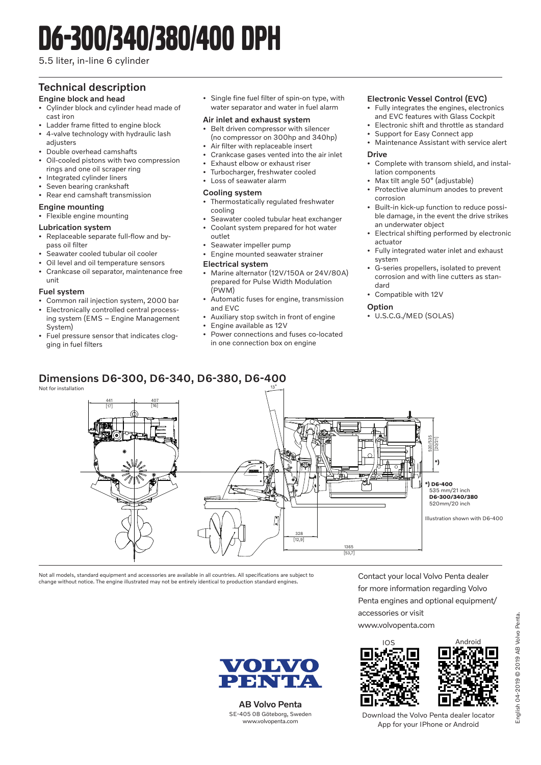# D6-300/340/380/400 DPH

5.5 liter, in-line 6 cylinder

## Technical description

### Engine block and head
- Cylinder block and cylinder head made of cast iron
- Ladder frame fitted to engine block
- 4-valve technology with hydraulic lash adjusters
- Double overhead camshafts
- Oil-cooled pistons with two compression rings and one oil scraper ring
- Integrated cylinder liners
- Seven bearing crankshaft
- Rear end camshaft transmission

### Engine mounting
- Flexible engine mounting

### Lubrication system
- Replaceable separate full-flow and by-pass oil filter
- Seawater cooled tubular oil cooler
- Oil level and oil temperature sensors
- Crankcase oil separator, maintenance free unit

### Fuel system
- Common rail injection system, 2000 bar
- Electronically controlled central processing system (EMS – Engine Management System)
- Fuel pressure sensor that indicates clogging in fuel filters
- Single fine fuel filter of spin-on type, with water separator and water in fuel alarm

### Air inlet and exhaust system
- Belt driven compressor with silencer (no compressor on 300hp and 340hp)
- Air filter with replaceable insert
- Crankcase gases vented into the air inlet
- Exhaust elbow or exhaust riser
- Turbocharger, freshwater cooled
- Loss of seawater alarm

### Cooling system
- Thermostatically regulated freshwater cooling
- Seawater cooled tubular heat exchanger
- Coolant system prepared for hot water outlet
- Seawater impeller pump
- Engine mounted seawater strainer

### Electrical system
- Marine alternator (12V/150A or 24V/80A) prepared for Pulse Width Modulation (PWM)
- Automatic fuses for engine, transmission and EVC
- Auxiliary stop switch in front of engine
- Engine available as 12V
- Power connections and fuses co-located in one connection box on engine

### Electronic Vessel Control (EVC)
- Fully integrates the engines, electronics and EVC features with Glass Cockpit
- Electronic shift and throttle as standard
- Support for Easy Connect app
- Maintenance Assistant with service alert

### Drive
- Complete with transom shield, and installation components
- Max tilt angle 50° (adjustable)
- Protective aluminum anodes to prevent corrosion
- Built-in kick-up function to reduce possible damage, in the event the drive strikes an underwater object
- Electrical shifting performed by electronic actuator
- Fully integrated water inlet and exhaust system
- G-series propellers, isolated to prevent corrosion and with line cutters as standard
- Compatible with 12V

### Option
- U.S.C.G./MED (SOLAS)

## Dimensions D6-300, D6-340, D6-380, D6-400

Not for installation

441
[17]
407
[16]
13°
520/535
[20/21]
*)
328
[12,9]
1365
[53,7]

***) D6-400**
535 mm/21 inch
**D6-300/340/380**
520mm/20 inch

Illustration shown with D6-400

Not all models, standard equipment and accessories are available in all countries. All specifications are subject to change without notice. The engine illustrated may not be entirely identical to production standard engines.

Contact your local Volvo Penta dealer for more information regarding Volvo Penta engines and optional equipment/accessories or visit www.volvopenta.com

VOLVO PENTA

**AB Volvo Penta**
SE-405 08 Göteborg, Sweden
www.volvopenta.com

IOS
Android

Download the Volvo Penta dealer locator App for your IPhone or Android

English 04-2019 © 2019 AB Volvo Penta.